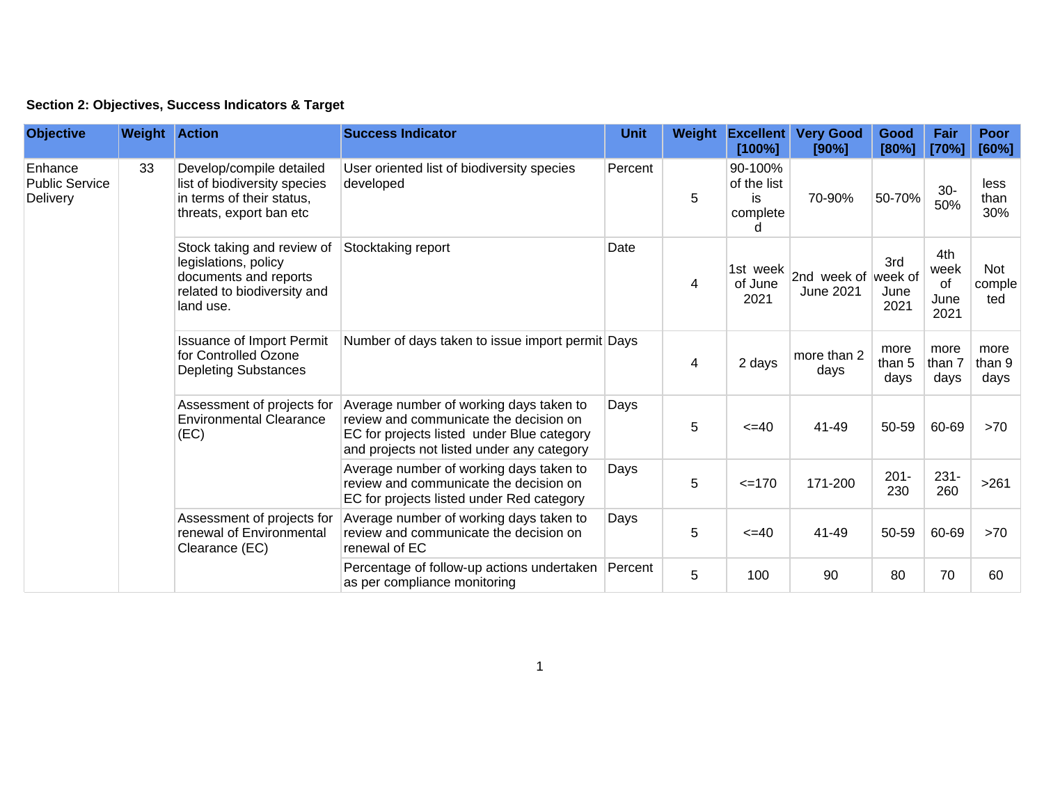**Section 2: Objectives, Success Indicators & Target**

| Objective | Weight | Action | Success Indicator | Unit | Weight | Excellent [100%] | Very Good [90%] | Good [80%] | Fair [70%] | Poor [60%] |
|---|---|---|---|---|---|---|---|---|---|---|
| Enhance Public Service Delivery | 33 | Develop/compile detailed list of biodiversity species in terms of their status, threats, export ban etc | User oriented list of biodiversity species developed | Percent | 5 | 90-100% of the list is completed | 70-90% | 50-70% | 30-50% | less than 30% |
| | | Stock taking and review of legislations, policy documents and reports related to biodiversity and land use. | Stocktaking report | Date | 4 | 1st week of June 2021 | 2nd week of June 2021 | 3rd week of June 2021 | 4th week of June 2021 | Not completed |
| | | Issuance of Import Permit for Controlled Ozone Depleting Substances | Number of days taken to issue import permit | Days | 4 | 2 days | more than 2 days | more than 5 days | more than 7 days | more than 9 days |
| | | Assessment of projects for Environmental Clearance (EC) | Average number of working days taken to review and communicate the decision on EC for projects listed under Blue category and projects not listed under any category | Days | 5 | <=40 | 41-49 | 50-59 | 60-69 | >70 |
| | | | Average number of working days taken to review and communicate the decision on EC for projects listed under Red category | Days | 5 | <=170 | 171-200 | 201-230 | 231-260 | >261 |
| | | Assessment of projects for renewal of Environmental Clearance (EC) | Average number of working days taken to review and communicate the decision on renewal of EC | Days | 5 | <=40 | 41-49 | 50-59 | 60-69 | >70 |
| | | | Percentage of follow-up actions undertaken as per compliance monitoring | Percent | 5 | 100 | 90 | 80 | 70 | 60 |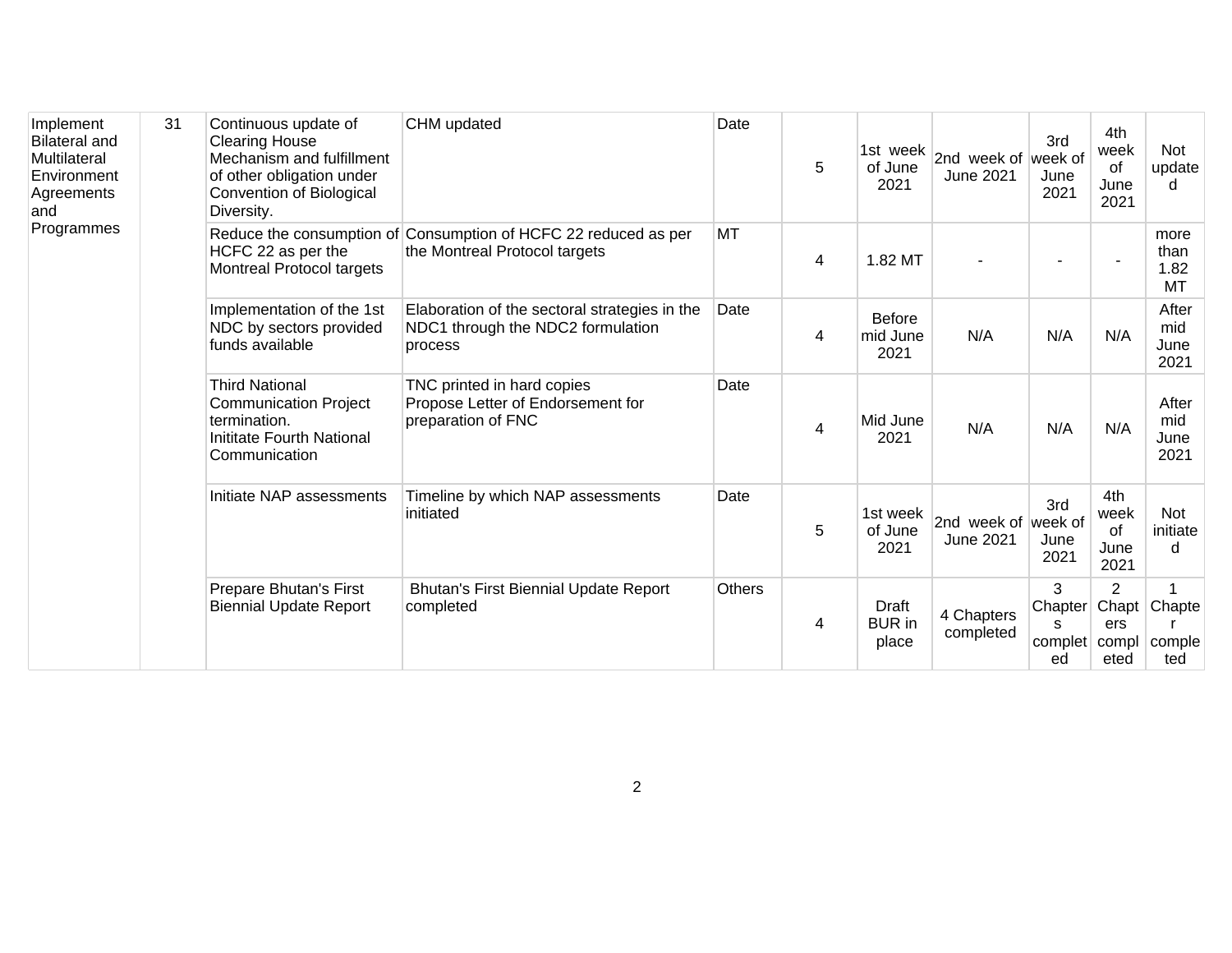| Implement Bilateral and Multilateral Environment Agreements and Programmes | 31 | Continuous update of Clearing House Mechanism and fulfillment of other obligation under Convention of Biological Diversity. | CHM updated | Date | 5 | 1st week of June 2021 | 2nd week of June 2021 | 3rd week of June 2021 | 4th week of June 2021 | Not updated |
|---|---|---|---|---|---|---|---|---|---|---|
| | | Reduce the consumption of HCFC 22 as per the Montreal Protocol targets | Consumption of HCFC 22 reduced as per the Montreal Protocol targets | MT | 4 | 1.82 MT | - | - | - | more than 1.82 MT |
| | | Implementation of the 1st NDC by sectors provided funds available | Elaboration of the sectoral strategies in the NDC1 through the NDC2 formulation process | Date | 4 | Before mid June 2021 | N/A | N/A | N/A | After mid June 2021 |
| | | Third National Communication Project termination.<br>Inititate Fourth National Communication | TNC printed in hard copies<br>Propose Letter of Endorsement for preparation of FNC | Date | 4 | Mid June 2021 | N/A | N/A | N/A | After mid June 2021 |
| | | Initiate NAP assessments | Timeline by which NAP assessments initiated | Date | 5 | 1st week of June 2021 | 2nd week of June 2021 | 3rd week of June 2021 | 4th week of June 2021 | Not initiated |
| | | Prepare Bhutan's First Biennial Update Report | Bhutan's First Biennial Update Report completed | Others | 4 | Draft BUR in place | 4 Chapters completed | 3 Chapters completed | 2 Chapters completed | 1 Chapter completed |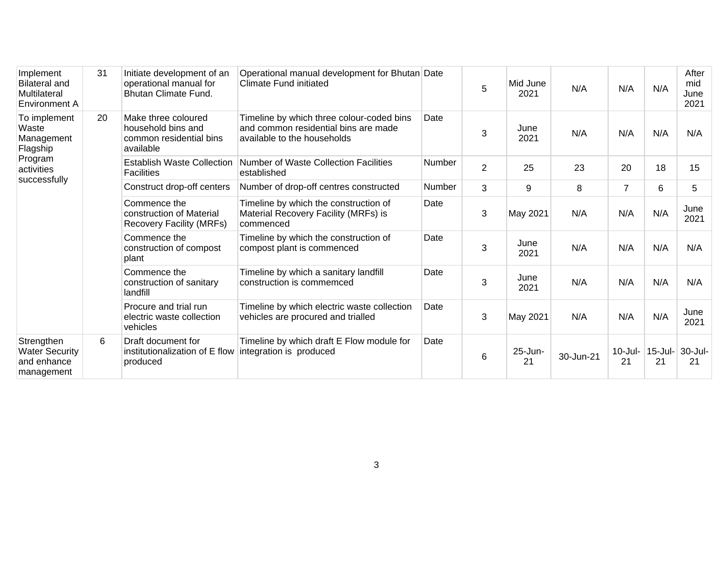| Implement Bilateral and Multilateral Environment A | 31 | Initiate development of an operational manual for Bhutan Climate Fund. | Operational manual development for Bhutan Climate Fund initiated | Date | 5 | Mid June 2021 | N/A | N/A | N/A | After mid June 2021 |
|---|---|---|---|---|---|---|---|---|---|---|
| To implement Waste Management Flagship Program activities successfully | 20 | Make three coloured household bins and common residential bins available | Timeline by which three colour-coded bins and common residential bins are made available to the households | Date | 3 | June 2021 | N/A | N/A | N/A | N/A |
| | | Establish Waste Collection Facilities | Number of Waste Collection Facilities established | Number | 2 | 25 | 23 | 20 | 18 | 15 |
| | | Construct drop-off centers | Number of drop-off centres constructed | Number | 3 | 9 | 8 | 7 | 6 | 5 |
| | | Commence the construction of Material Recovery Facility (MRFs) | Timeline by which the construction of Material Recovery Facility (MRFs) is commenced | Date | 3 | May 2021 | N/A | N/A | N/A | June 2021 |
| | | Commence the construction of compost plant | Timeline by which the construction of compost plant is commenced | Date | 3 | June 2021 | N/A | N/A | N/A | N/A |
| | | Commence the construction of sanitary landfill | Timeline by which a sanitary landfill construction is commemced | Date | 3 | June 2021 | N/A | N/A | N/A | N/A |
| | | Procure and trial run electric waste collection vehicles | Timeline by which electric waste collection vehicles are procured and trialled | Date | 3 | May 2021 | N/A | N/A | N/A | June 2021 |
| Strengthen Water Security and enhance management | 6 | Draft document for institutionalization of E flow produced | Timeline by which draft E Flow module for integration is produced | Date | 6 | 25-Jun-21 | 30-Jun-21 | 10-Jul-21 | 15-Jul-21 | 30-Jul-21 |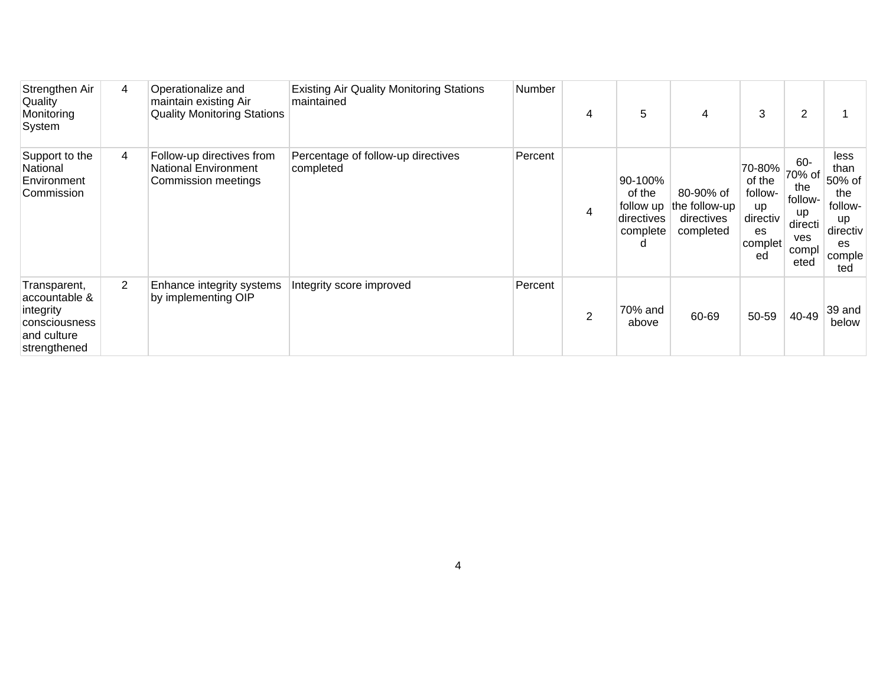| | | | | | | | | | | |
|---|---|---|---|---|---|---|---|---|---|---|
| Strengthen Air Quality Monitoring System | 4 | Operationalize and maintain existing Air Quality Monitoring Stations | Existing Air Quality Monitoring Stations maintained | Number | 4 | 5 | 4 | 3 | 2 | 1 |
| Support to the National Environment Commission | 4 | Follow-up directives from National Environment Commission meetings | Percentage of follow-up directives completed | Percent | 4 | 90-100% of the follow up directives completed | 80-90% of the follow-up directives completed | 70-80% of the follow-up directives completed | 60-70% of the follow-up directives completed | less than 50% of the follow-up directives completed |
| Transparent, accountable & integrity consciousness and culture strengthened | 2 | Enhance integrity systems by implementing OIP | Integrity score improved | Percent | 2 | 70% and above | 60-69 | 50-59 | 40-49 | 39 and below |